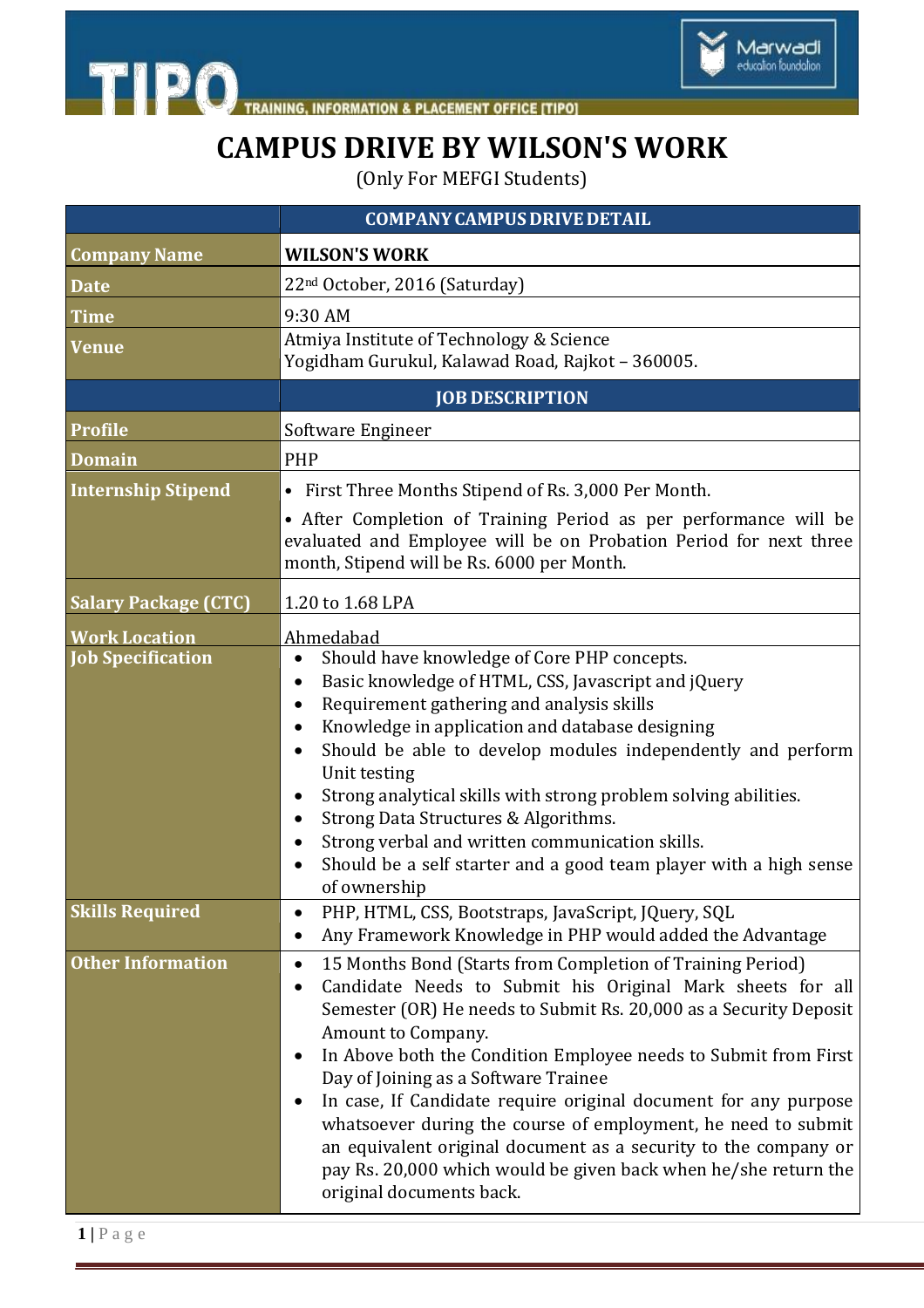# CAMPUS DRIVE BY WILSON'S WORK

(Only For MEFGI Students)

| | COMPANY CAMPUS DRIVE DETAIL |
|---|---|
| **Company Name** | **WILSON'S WORK** |
| **Date** | 22nd October, 2016 (Saturday) |
| **Time** | 9:30 AM |
| **Venue** | Atmiya Institute of Technology & Science<br>Yogidham Gurukul, Kalawad Road, Rajkot – 360005. |
| | **JOB DESCRIPTION** |
| **Profile** | Software Engineer |
| **Domain** | PHP |
| **Internship Stipend** | • First Three Months Stipend of Rs. 3,000 Per Month.<br>• After Completion of Training Period as per performance will be evaluated and Employee will be on Probation Period for next three month, Stipend will be Rs. 6000 per Month. |
| **Salary Package (CTC)** | 1.20 to 1.68 LPA |
| **Work Location** | Ahmedabad |
| **Job Specification** | • Should have knowledge of Core PHP concepts.<br>• Basic knowledge of HTML, CSS, Javascript and jQuery<br>• Requirement gathering and analysis skills<br>• Knowledge in application and database designing<br>• Should be able to develop modules independently and perform Unit testing<br>• Strong analytical skills with strong problem solving abilities.<br>• Strong Data Structures & Algorithms.<br>• Strong verbal and written communication skills.<br>• Should be a self starter and a good team player with a high sense of ownership |
| **Skills Required** | • PHP, HTML, CSS, Bootstraps, JavaScript, JQuery, SQL<br>• Any Framework Knowledge in PHP would added the Advantage |
| **Other Information** | • 15 Months Bond (Starts from Completion of Training Period)<br>• Candidate Needs to Submit his Original Mark sheets for all Semester (OR) He needs to Submit Rs. 20,000 as a Security Deposit Amount to Company.<br>• In Above both the Condition Employee needs to Submit from First Day of Joining as a Software Trainee<br>• In case, If Candidate require original document for any purpose whatsoever during the course of employment, he need to submit an equivalent original document as a security to the company or pay Rs. 20,000 which would be given back when he/she return the original documents back. |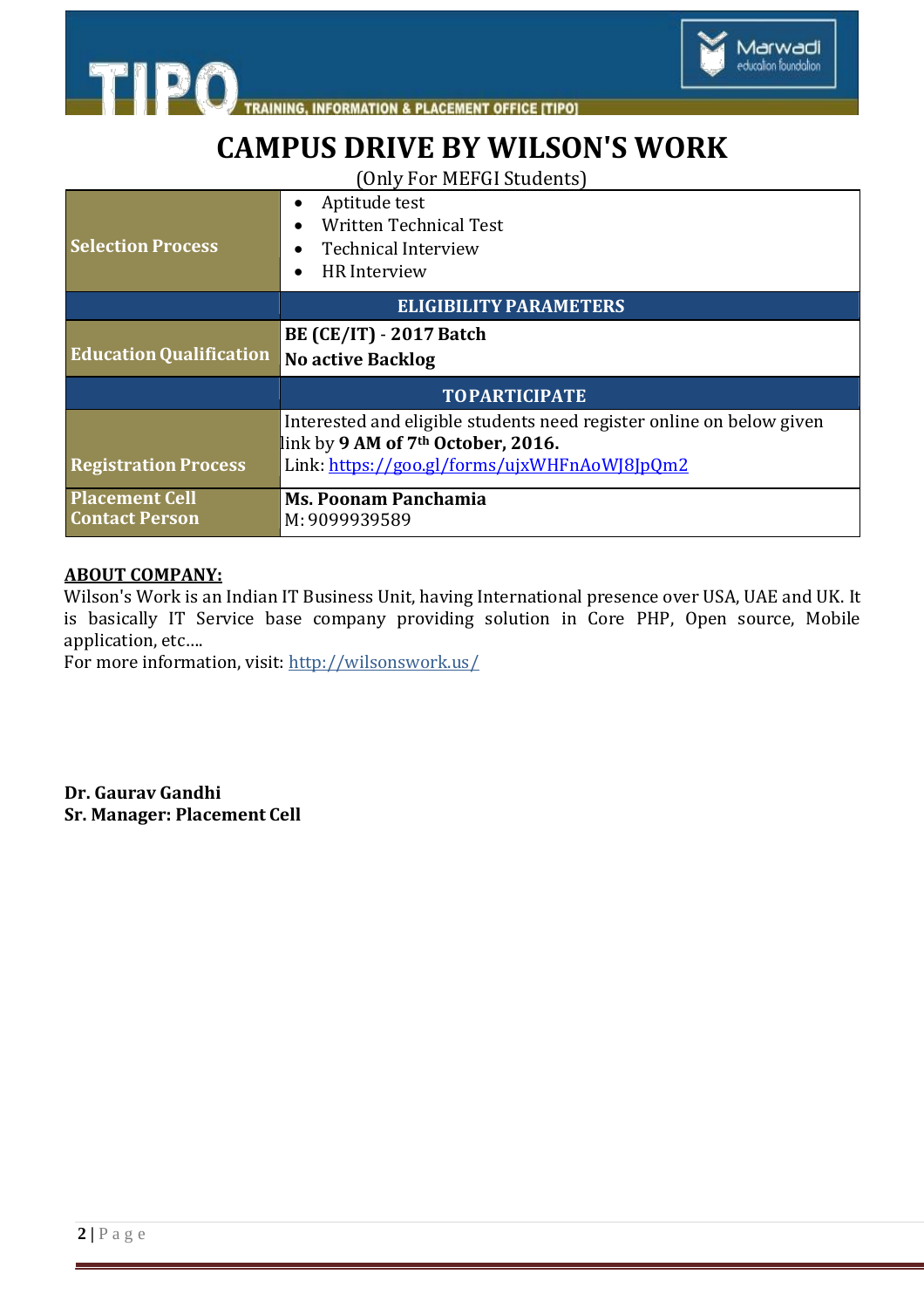# CAMPUS DRIVE BY WILSON'S WORK

(Only For MEFGI Students)

| | |
|---|---|
| **Selection Process** | • Aptitude test<br>• Written Technical Test<br>• Technical Interview<br>• HR Interview |
| | **ELIGIBILITY PARAMETERS** |
| **Education Qualification** | **BE (CE/IT) - 2017 Batch**<br>**No active Backlog** |
| | **TOPARTICIPATE** |
| **Registration Process** | Interested and eligible students need register online on below given link by **9 AM of 7th October, 2016.**<br>Link: https://goo.gl/forms/ujxWHFnAoWJ8JpQm2 |
| **Placement Cell Contact Person** | **Ms. Poonam Panchamia**<br>M: 9099939589 |

**ABOUT COMPANY:**

Wilson's Work is an Indian IT Business Unit, having International presence over USA, UAE and UK. It is basically IT Service base company providing solution in Core PHP, Open source, Mobile application, etc….

For more information, visit: http://wilsonswork.us/

**Dr. Gaurav Gandhi**
**Sr. Manager: Placement Cell**